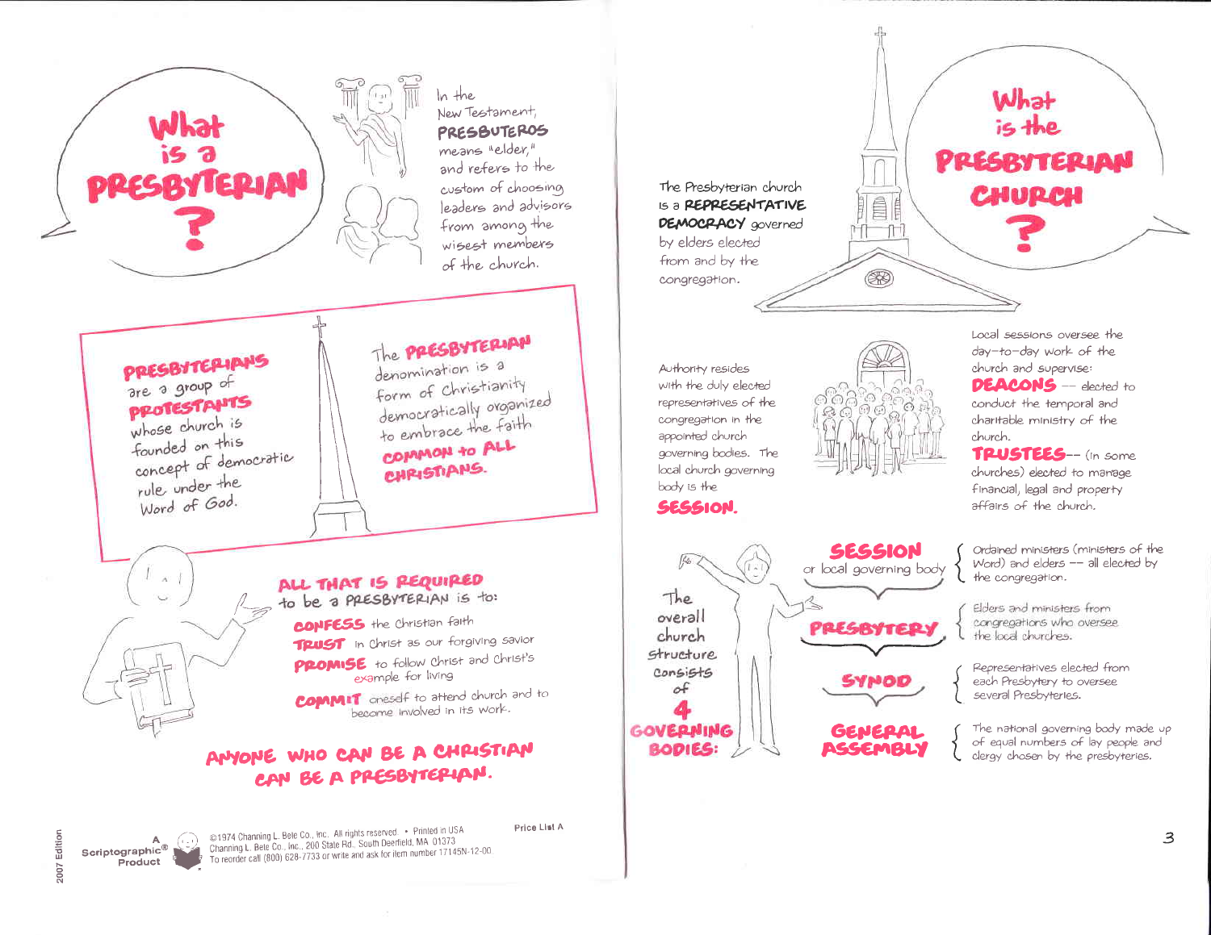# What is a PRESBYTERIAN?

In the New Testament, **PRESBUTEROS** means "elder," and refers to the custom of choosing leaders and advisors from among the wisest members of the church.

**PRESBYTERIANS** are a group of **PROTESTANTS** whose church is founded on this concept of democratic rule under the Word of God.

The **PRESBYTERIAN** denomination is a form of Christianity democratically organized to embrace the faith **COMMON TO ALL CHRISTIANS.**

**ALL THAT IS REQUIRED** to be a PRESBYTERIAN is to:

- **CONFESS** the Christian faith
- **TRUST** in Christ as our forgiving savior
- **PROMISE** to follow Christ and Christ's example for living
- **COMMIT** oneself to attend church and to become involved in its work.

**ANYONE WHO CAN BE A CHRISTIAN CAN BE A PRESBYTERIAN.**

2007 Edition

A Scriptographic® Product

©1974 Channing L. Bete Co., Inc. All rights reserved. • Printed in USA
Channing L. Bete Co., Inc., 200 State Rd., South Deerfield, MA 01373
To reorder call (800) 628-7733 or write and ask for item number 17145N-12-00

Price List A

# What is the PRESBYTERIAN CHURCH?

The Presbyterian church is a **REPRESENTATIVE DEMOCRACY** governed by elders elected from and by the congregation.

Authority resides with the duly elected representatives of the congregation in the appointed church governing bodies. The local church governing body is the **SESSION.**

Local sessions oversee the day-to-day work of the church and supervise:

**DEACONS** -- elected to conduct the temporal and charitable ministry of the church.

**TRUSTEES**-- (in some churches) elected to manage financial, legal and property affairs of the church.

The overall church structure consists of **4 GOVERNING BODIES:**

- **SESSION** or local governing body — Ordained ministers (ministers of the Word) and elders -- all elected by the congregation.
- **PRESBYTERY** — Elders and ministers from congregations who oversee the local churches.
- **SYNOD** — Representatives elected from each Presbytery to oversee several Presbyteries.
- **GENERAL ASSEMBLY** — The national governing body made up of equal numbers of lay people and clergy chosen by the presbyteries.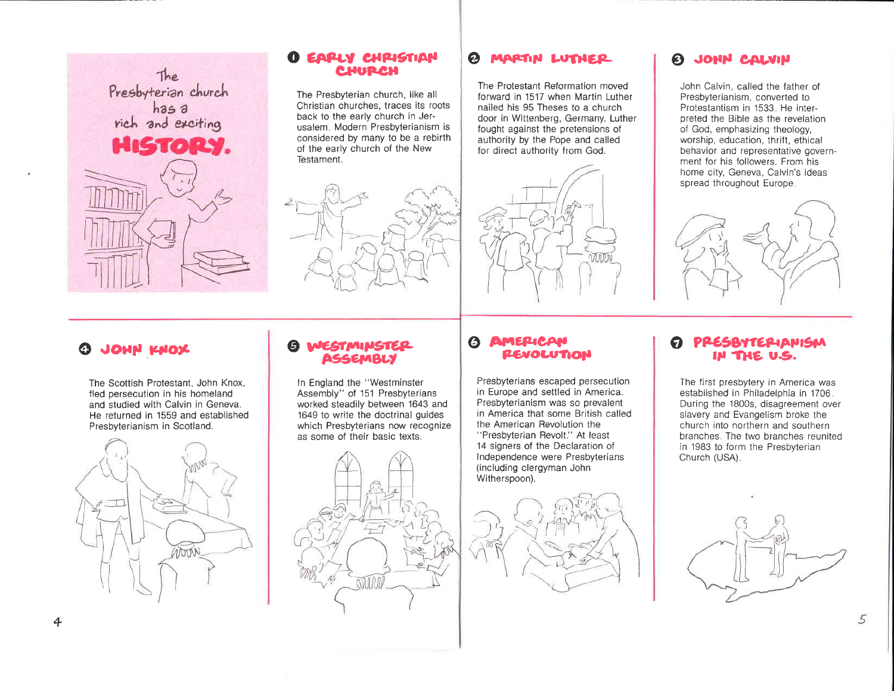The Presbyterian church has a rich and exciting **HISTORY.**

## 1 EARLY CHRISTIAN CHURCH

The Presbyterian church, like all Christian churches, traces its roots back to the early church in Jerusalem. Modern Presbyterianism is considered by many to be a rebirth of the early church of the New Testament.

## 2 MARTIN LUTHER

The Protestant Reformation moved forward in 1517 when Martin Luther nailed his 95 Theses to a church door in Wittenberg, Germany. Luther fought against the pretensions of authority by the Pope and called for direct authority from God.

## 3 JOHN CALVIN

John Calvin, called the father of Presbyterianism, converted to Protestantism in 1533. He interpreted the Bible as the revelation of God, emphasizing theology, worship, education, thrift, ethical behavior and representative government for his followers. From his home city, Geneva, Calvin's ideas spread throughout Europe.

## 4 JOHN KNOX

The Scottish Protestant, John Knox, fled persecution in his homeland and studied with Calvin in Geneva. He returned in 1559 and established Presbyterianism in Scotland.

## 5 WESTMINSTER ASSEMBLY

In England the "Westminster Assembly" of 151 Presbyterians worked steadily between 1643 and 1649 to write the doctrinal guides which Presbyterians now recognize as some of their basic texts.

## 6 AMERICAN REVOLUTION

Presbyterians escaped persecution in Europe and settled in America. Presbyterianism was so prevalent in America that some British called the American Revolution the "Presbyterian Revolt." At least 14 signers of the Declaration of Independence were Presbyterians (including clergyman John Witherspoon).

## 7 PRESBYTERIANISM IN THE U.S.

The first presbytery in America was established in Philadelphia in 1706. During the 1800s, disagreement over slavery and Evangelism broke the church into northern and southern branches. The two branches reunited in 1983 to form the Presbyterian Church (USA).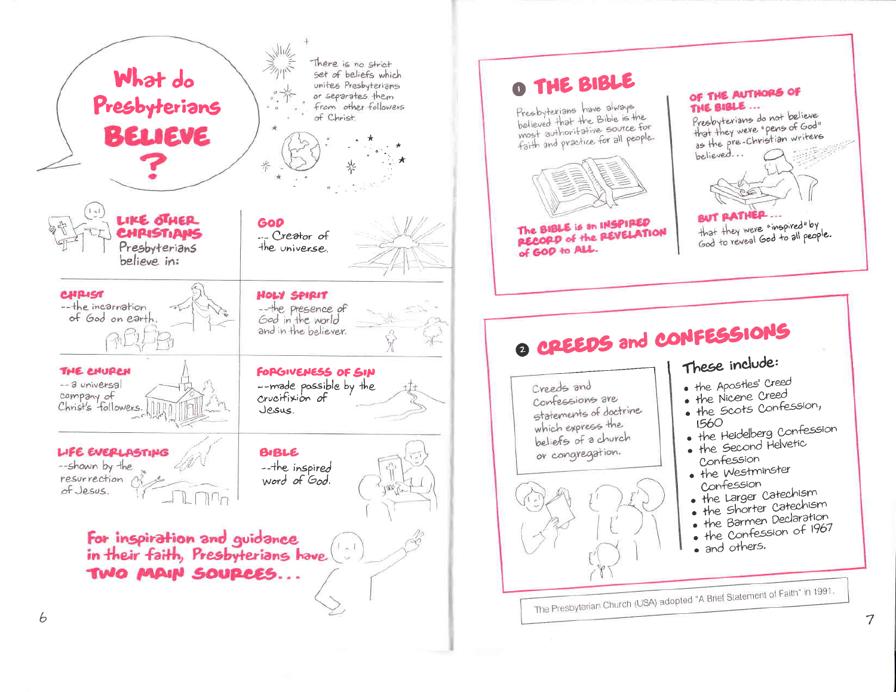# What do Presbyterians BELIEVE?

There is no strict set of beliefs which unites Presbyterians or separates them from other followers of Christ.

**LIKE OTHER CHRISTIANS** Presbyterians believe in:

**GOD**
-- Creator of the universe.

**CHRIST**
--the incarnation of God on earth.

**HOLY SPIRIT**
--the presence of God in the world and in the believer.

**THE CHURCH**
-- a universal company of Christ's followers.

**FORGIVENESS OF SIN**
--made possible by the crucifixion of Jesus.

**LIFE EVERLASTING**
--shown by the resurrection of Jesus.

**BIBLE**
--the inspired word of God.

**For inspiration and guidance in their faith, Presbyterians have TWO MAIN SOURCES...**

## 1 THE BIBLE

Presbyterians have always believed that the Bible is the most authoritative source for faith and practice for all people.

**The BIBLE is an INSPIRED RECORD of the REVELATION of GOD to ALL.**

**OF THE AUTHORS OF THE BIBLE ...**
Presbyterians do not believe that they were "pens of God" as the pre-Christian writers believed...

**BUT RATHER ...**
that they were "inspired" by God to reveal God to all people.

## 2 CREEDS and CONFESSIONS

Creeds and Confessions are statements of doctrine which express the beliefs of a church or congregation.

**These include:**

- the Apostles' Creed
- the Nicene Creed
- the Scots Confession, 1560
- the Heidelberg Confession
- the Second Helvetic Confession
- the Westminster Confession
- the Larger Catechism
- the Shorter Catechism
- the Barmen Declaration
- the Confession of 1967
- and others.

The Presbyterian Church (USA) adopted "A Brief Statement of Faith" in 1991.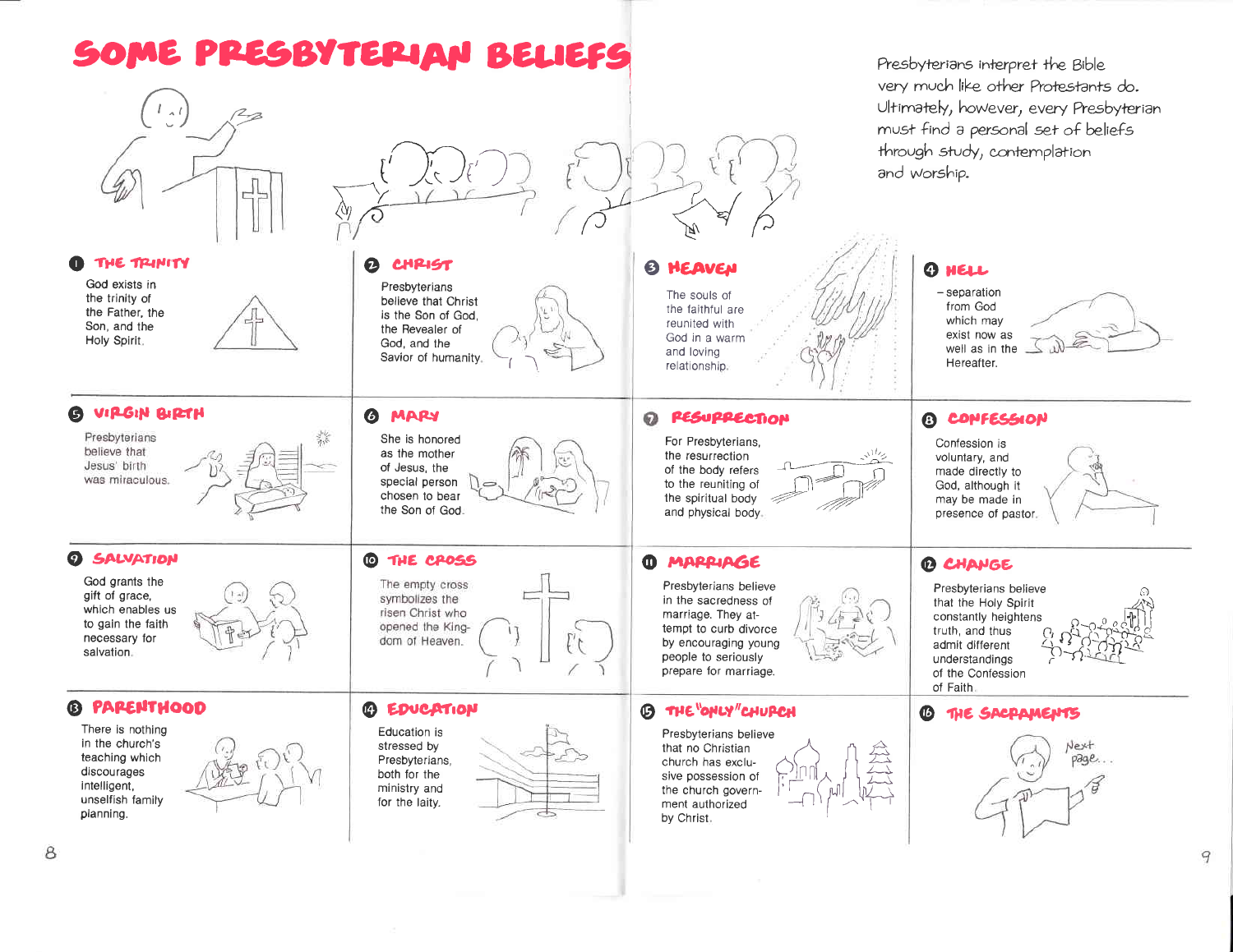# SOME PRESBYTERIAN BELIEFS

Presbyterians interpret the Bible very much like other Protestants do. Ultimately, however, every Presbyterian must find a personal set of beliefs through study, contemplation and worship.

### 1 THE TRINITY

God exists in the trinity of the Father, the Son, and the Holy Spirit.

### 2 CHRIST

Presbyterians believe that Christ is the Son of God, the Revealer of God, and the Savior of humanity.

### 3 HEAVEN

The souls of the faithful are reunited with God in a warm and loving relationship.

### 4 HELL

– separation from God which may exist now as well as in the Hereafter.

### 5 VIRGIN BIRTH

Presbyterians believe that Jesus' birth was miraculous.

### 6 MARY

She is honored as the mother of Jesus, the special person chosen to bear the Son of God.

### 7 RESURRECTION

For Presbyterians, the resurrection of the body refers to the reuniting of the spiritual body and physical body.

### 8 CONFESSION

Confession is voluntary, and made directly to God, although it may be made in presence of pastor.

### 9 SALVATION

God grants the gift of grace, which enables us to gain the faith necessary for salvation.

### 10 THE CROSS

The empty cross symbolizes the risen Christ who opened the Kingdom of Heaven.

### 11 MARRIAGE

Presbyterians believe in the sacredness of marriage. They attempt to curb divorce by encouraging young people to seriously prepare for marriage.

### 12 CHANGE

Presbyterians believe that the Holy Spirit constantly heightens truth, and thus admit different understandings of the Confession of Faith.

### 13 PARENTHOOD

There is nothing in the church's teaching which discourages intelligent, unselfish family planning.

### 14 EDUCATION

Education is stressed by Presbyterians, both for the ministry and for the laity.

### 15 THE "ONLY" CHURCH

Presbyterians believe that no Christian church has exclusive possession of the church government authorized by Christ.

### 16 THE SACRAMENTS

Next page...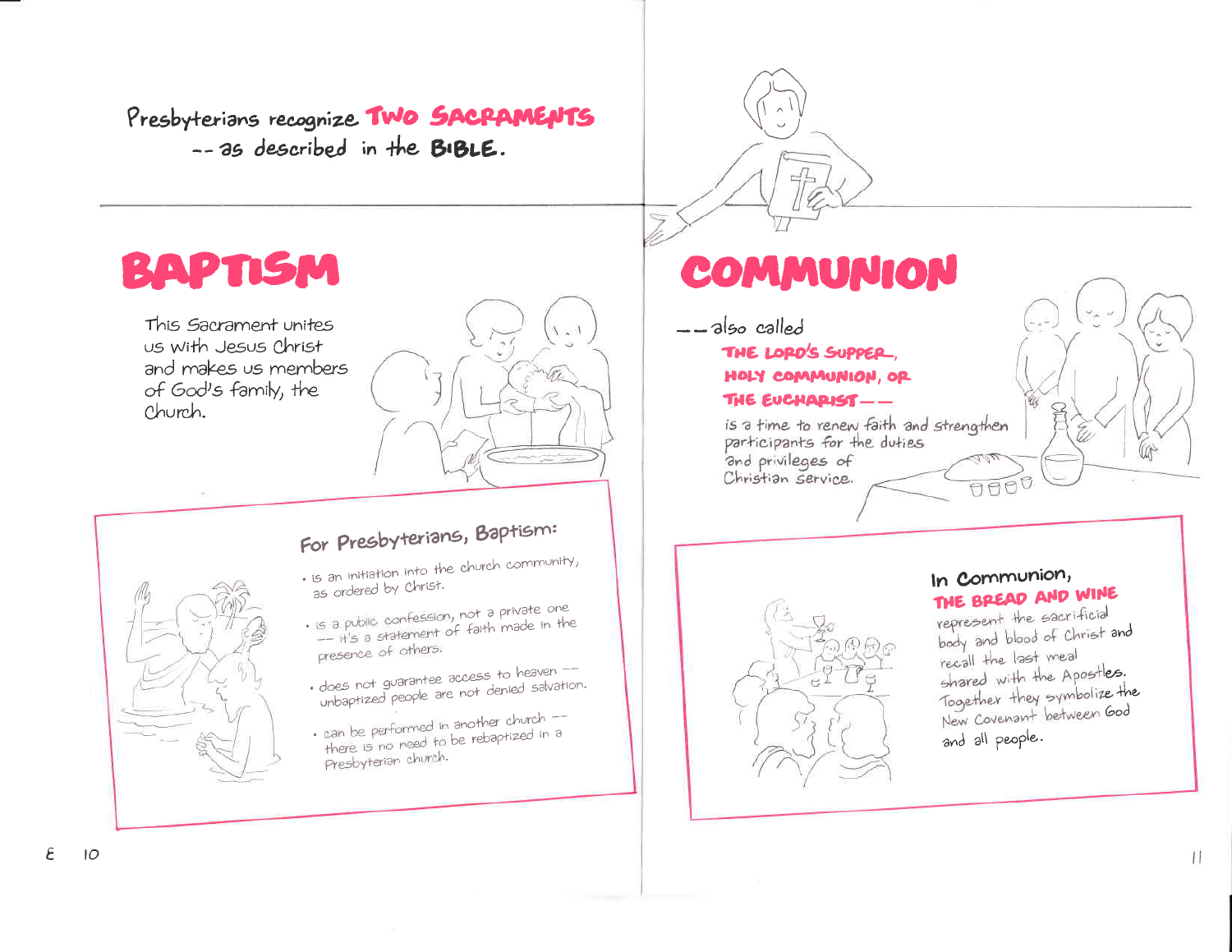Presbyterians recognize **TWO SACRAMENTS** -- as described in the **BIBLE**.

# BAPTISM

This Sacrament unites us with Jesus Christ and makes us members of God's family, the Church.

## For Presbyterians, Baptism:

- is an initiation into the church community, as ordered by Christ.
- is a public confession, not a private one -- it's a statement of faith made in the presence of others.
- does not guarantee access to heaven -- unbaptized people are not denied salvation.
- can be performed in another church -- there is no need to be rebaptized in a Presbyterian church.

# COMMUNION

-- also called **THE LORD'S SUPPER, HOLY COMMUNION, OR THE EUCHARIST** -- is a time to renew faith and strengthen participants for the duties and privileges of Christian service.

## In Communion,

**THE BREAD AND WINE** represent the sacrificial body and blood of Christ and recall the last meal shared with the Apostles. Together they symbolize the New Covenant between God and all people.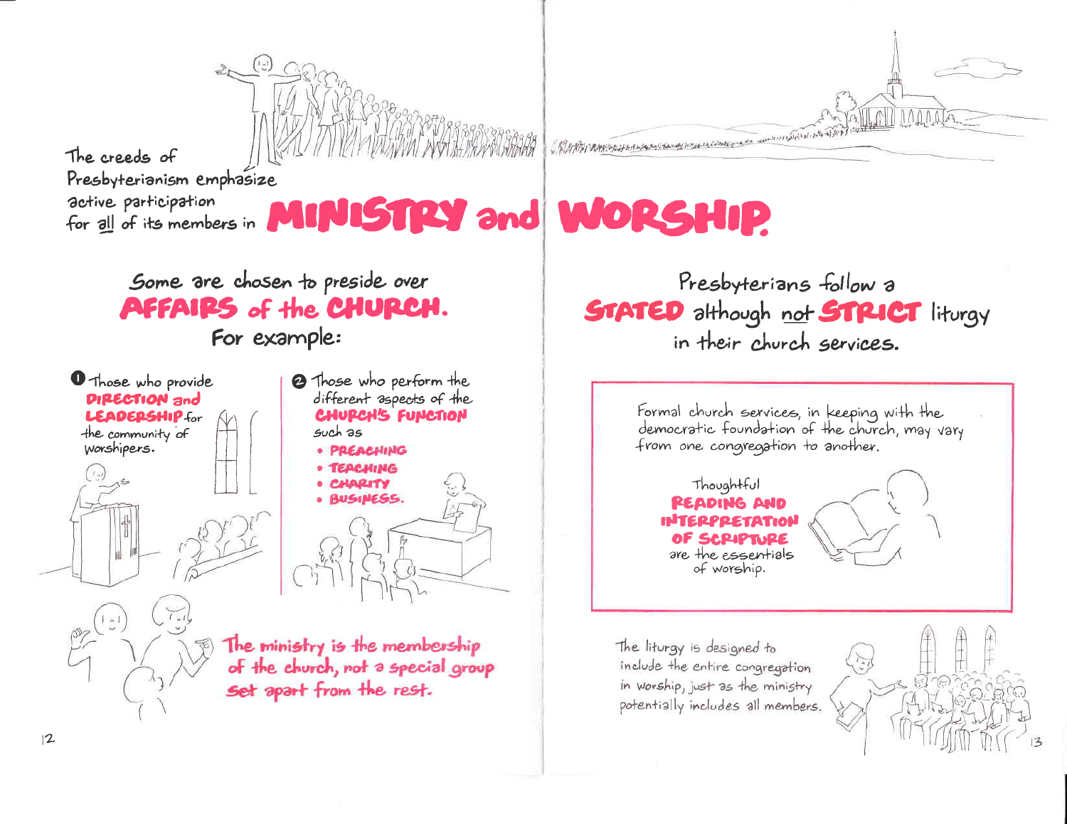The creeds of Presbyterianism emphasize active participation for all of its members in

# MINISTRY and WORSHIP.

## Some are chosen to preside over AFFAIRS of the CHURCH.

For example:

1. Those who provide **DIRECTION and LEADERSHIP** for the community of worshipers.

2. Those who perform the different aspects of the **CHURCH'S FUNCTION** such as
   - **PREACHING**
   - **TEACHING**
   - **CHARITY**
   - **BUSINESS.**

**The ministry is the membership of the church, not a special group set apart from the rest.**

## Presbyterians follow a STATED although not STRICT liturgy in their church services.

Formal church services, in keeping with the democratic foundation of the church, may vary from one congregation to another.

Thoughtful **READING AND INTERPRETATION OF SCRIPTURE** are the essentials of worship.

The liturgy is designed to include the entire congregation in worship, just as the ministry potentially includes all members.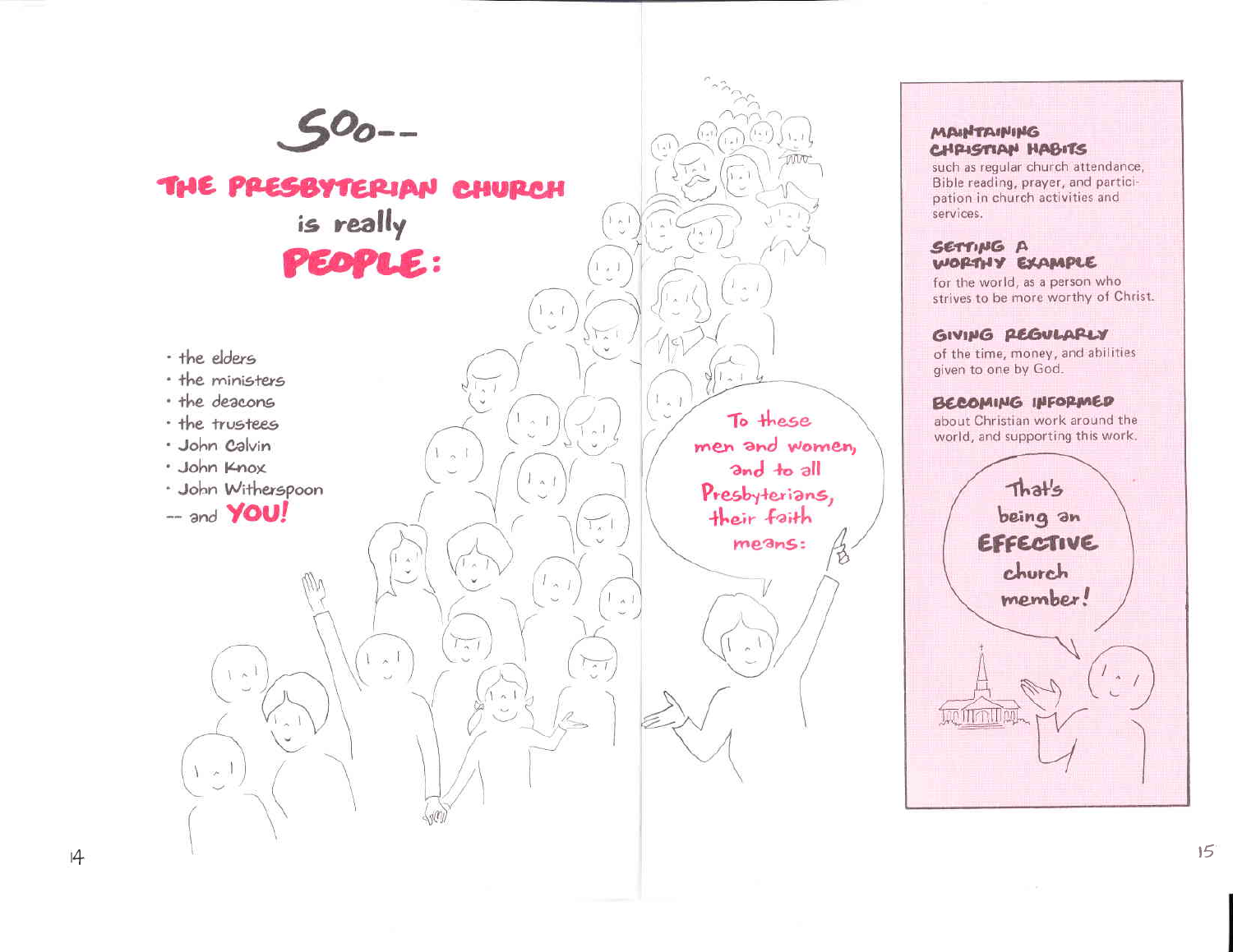Soo--

# THE PRESBYTERIAN CHURCH is really PEOPLE:

- the elders
- the ministers
- the deacons
- the trustees
- John Calvin
- John Knox
- John Witherspoon

-- and **YOU!**

To these men and women, and to all Presbyterians, their faith means:

**MAINTAINING CHRISTIAN HABITS**
such as regular church attendance, Bible reading, prayer, and participation in church activities and services.

**SETTING A WORTHY EXAMPLE**
for the world, as a person who strives to be more worthy of Christ.

**GIVING REGULARLY**
of the time, money, and abilities given to one by God.

**BECOMING INFORMED**
about Christian work around the world, and supporting this work.

That's being an **EFFECTIVE** church member!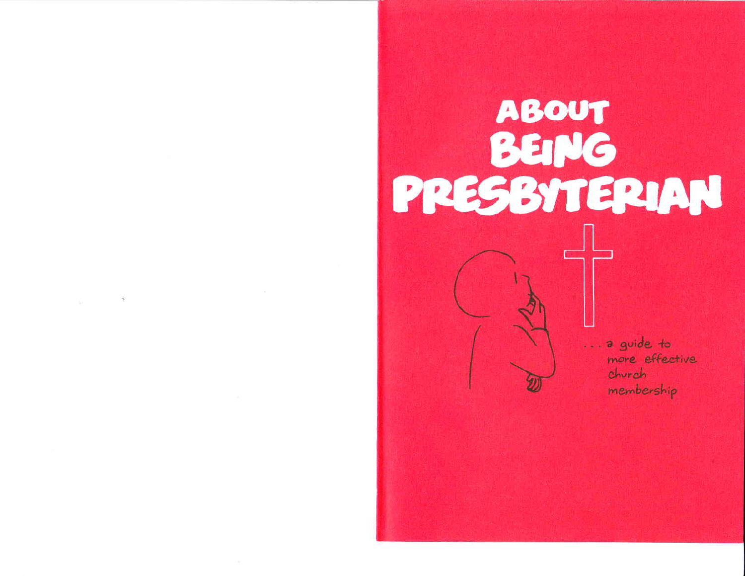# ABOUT BEING PRESBYTERIAN

. . . a guide to more effective church membership